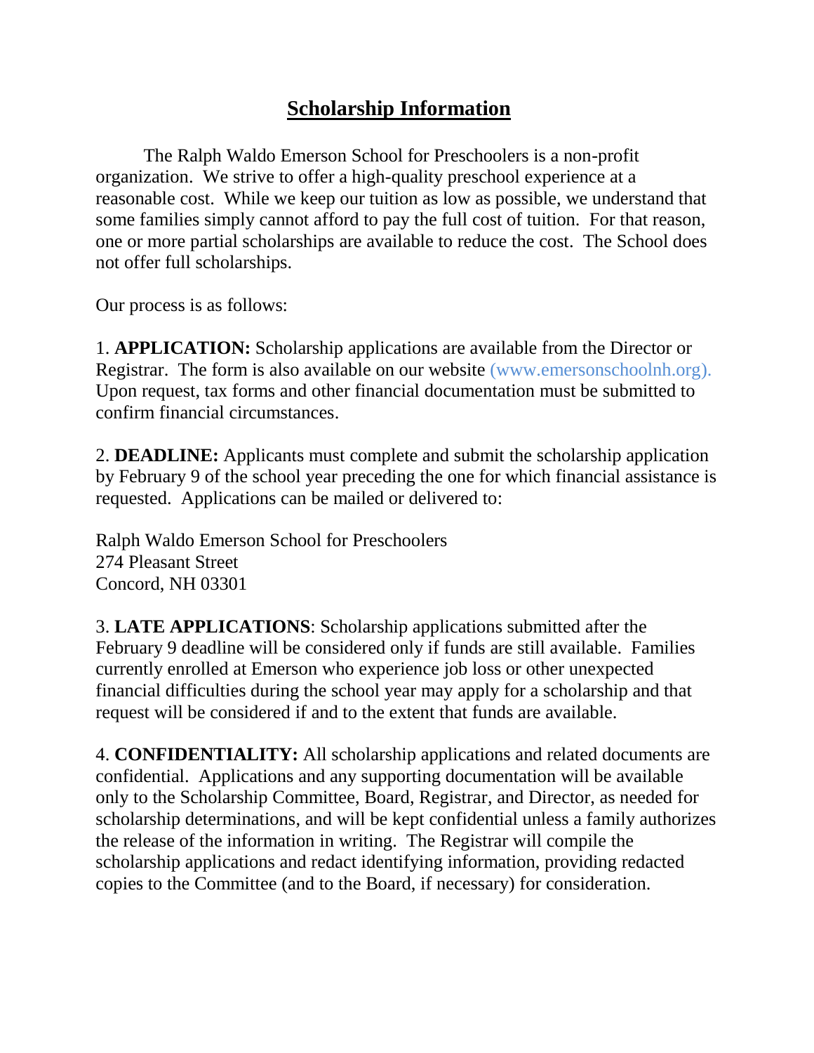# Scholarship Information

The Ralph Waldo Emerson School for Preschoolers is a non-profit organization. We strive to offer a high-quality preschool experience at a reasonable cost. While we keep our tuition as low as possible, we understand that some families simply cannot afford to pay the full cost of tuition. For that reason, one or more partial scholarships are available to reduce the cost. The School does not offer full scholarships.

Our process is as follows:

1. **APPLICATION:** Scholarship applications are available from the Director or Registrar. The form is also available on our website (www.emersonschoolnh.org). Upon request, tax forms and other financial documentation must be submitted to confirm financial circumstances.

2. **DEADLINE:** Applicants must complete and submit the scholarship application by February 9 of the school year preceding the one for which financial assistance is requested. Applications can be mailed or delivered to:

Ralph Waldo Emerson School for Preschoolers
274 Pleasant Street
Concord, NH 03301

3. **LATE APPLICATIONS**: Scholarship applications submitted after the February 9 deadline will be considered only if funds are still available. Families currently enrolled at Emerson who experience job loss or other unexpected financial difficulties during the school year may apply for a scholarship and that request will be considered if and to the extent that funds are available.

4. **CONFIDENTIALITY:** All scholarship applications and related documents are confidential. Applications and any supporting documentation will be available only to the Scholarship Committee, Board, Registrar, and Director, as needed for scholarship determinations, and will be kept confidential unless a family authorizes the release of the information in writing. The Registrar will compile the scholarship applications and redact identifying information, providing redacted copies to the Committee (and to the Board, if necessary) for consideration.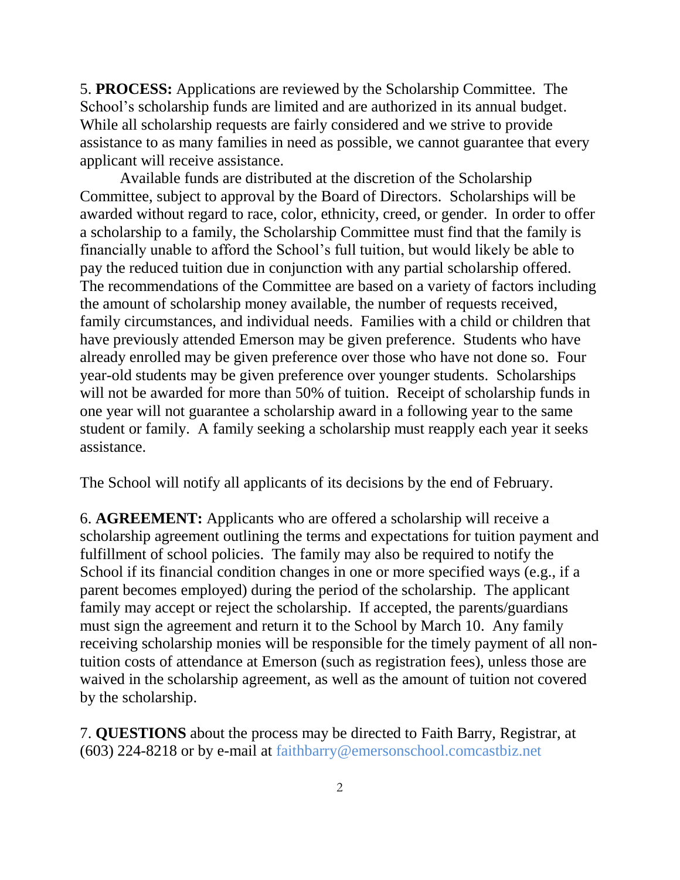5. **PROCESS:** Applications are reviewed by the Scholarship Committee. The School's scholarship funds are limited and are authorized in its annual budget. While all scholarship requests are fairly considered and we strive to provide assistance to as many families in need as possible, we cannot guarantee that every applicant will receive assistance.

Available funds are distributed at the discretion of the Scholarship Committee, subject to approval by the Board of Directors. Scholarships will be awarded without regard to race, color, ethnicity, creed, or gender. In order to offer a scholarship to a family, the Scholarship Committee must find that the family is financially unable to afford the School's full tuition, but would likely be able to pay the reduced tuition due in conjunction with any partial scholarship offered. The recommendations of the Committee are based on a variety of factors including the amount of scholarship money available, the number of requests received, family circumstances, and individual needs. Families with a child or children that have previously attended Emerson may be given preference. Students who have already enrolled may be given preference over those who have not done so. Four year-old students may be given preference over younger students. Scholarships will not be awarded for more than 50% of tuition. Receipt of scholarship funds in one year will not guarantee a scholarship award in a following year to the same student or family. A family seeking a scholarship must reapply each year it seeks assistance.

The School will notify all applicants of its decisions by the end of February.

6. **AGREEMENT:** Applicants who are offered a scholarship will receive a scholarship agreement outlining the terms and expectations for tuition payment and fulfillment of school policies. The family may also be required to notify the School if its financial condition changes in one or more specified ways (e.g., if a parent becomes employed) during the period of the scholarship. The applicant family may accept or reject the scholarship. If accepted, the parents/guardians must sign the agreement and return it to the School by March 10. Any family receiving scholarship monies will be responsible for the timely payment of all non-tuition costs of attendance at Emerson (such as registration fees), unless those are waived in the scholarship agreement, as well as the amount of tuition not covered by the scholarship.

7. **QUESTIONS** about the process may be directed to Faith Barry, Registrar, at (603) 224-8218 or by e-mail at faithbarry@emersonschool.comcastbiz.net